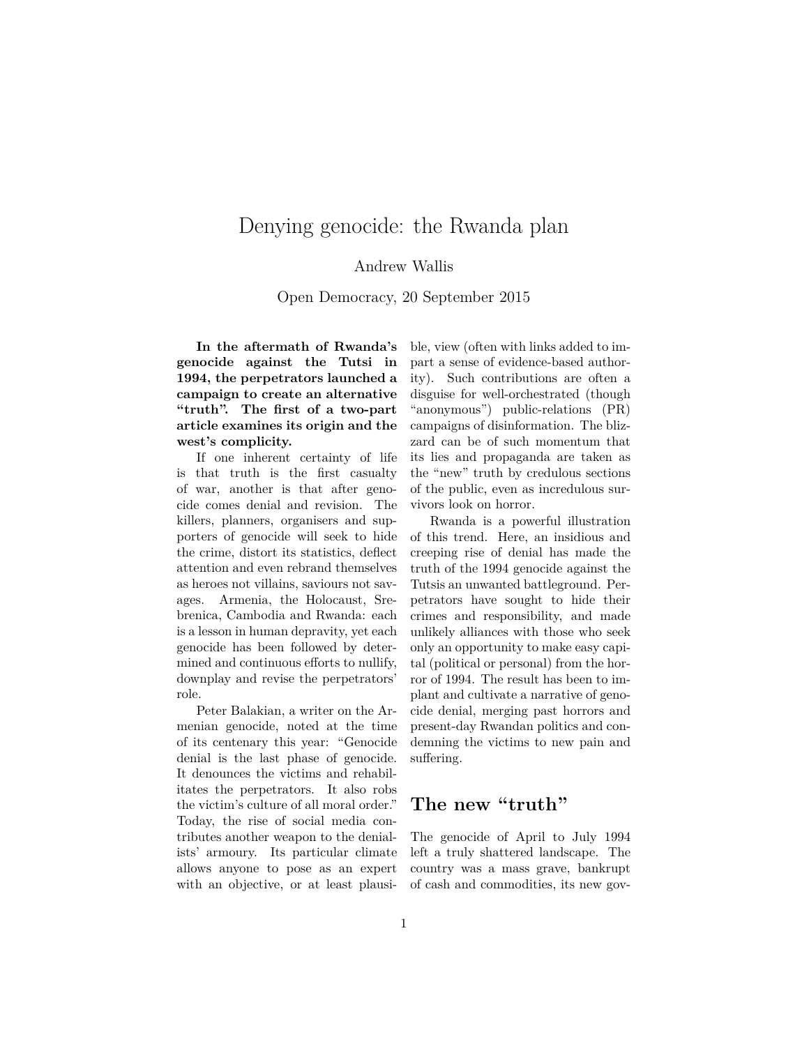# Denying genocide: the Rwanda plan

Andrew Wallis

Open Democracy, 20 September 2015

**In the aftermath of Rwanda's genocide against the Tutsi in 1994, the perpetrators launched a campaign to create an alternative "truth". The first of a two-part article examines its origin and the west's complicity.**

If one inherent certainty of life is that truth is the first casualty of war, another is that after genocide comes denial and revision. The killers, planners, organisers and supporters of genocide will seek to hide the crime, distort its statistics, deflect attention and even rebrand themselves as heroes not villains, saviours not savages. Armenia, the Holocaust, Srebrenica, Cambodia and Rwanda: each is a lesson in human depravity, yet each genocide has been followed by determined and continuous efforts to nullify, downplay and revise the perpetrators' role.

Peter Balakian, a writer on the Armenian genocide, noted at the time of its centenary this year: "Genocide denial is the last phase of genocide. It denounces the victims and rehabilitates the perpetrators. It also robs the victim's culture of all moral order." Today, the rise of social media contributes another weapon to the denialists' armoury. Its particular climate allows anyone to pose as an expert with an objective, or at least plausible, view (often with links added to impart a sense of evidence-based authority). Such contributions are often a disguise for well-orchestrated (though "anonymous") public-relations (PR) campaigns of disinformation. The blizzard can be of such momentum that its lies and propaganda are taken as the "new" truth by credulous sections of the public, even as incredulous survivors look on horror.

Rwanda is a powerful illustration of this trend. Here, an insidious and creeping rise of denial has made the truth of the 1994 genocide against the Tutsis an unwanted battleground. Perpetrators have sought to hide their crimes and responsibility, and made unlikely alliances with those who seek only an opportunity to make easy capital (political or personal) from the horror of 1994. The result has been to implant and cultivate a narrative of genocide denial, merging past horrors and present-day Rwandan politics and condemning the victims to new pain and suffering.

## The new "truth"

The genocide of April to July 1994 left a truly shattered landscape. The country was a mass grave, bankrupt of cash and commodities, its new gov-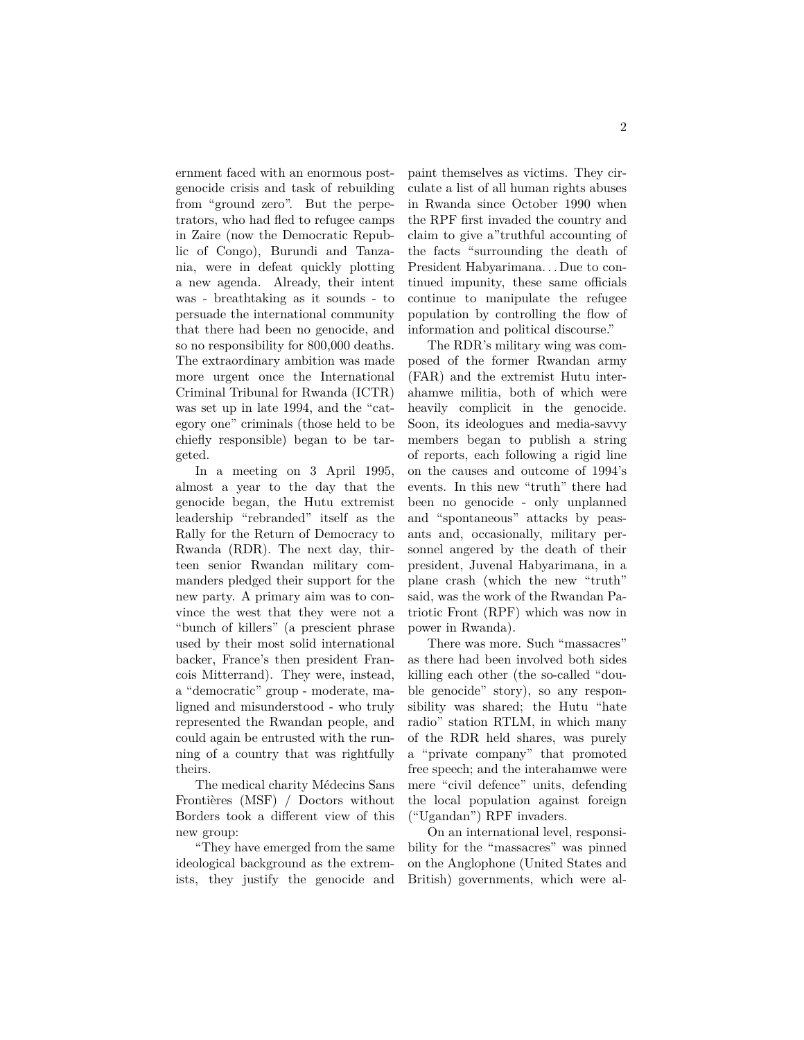ernment faced with an enormous post-genocide crisis and task of rebuilding from "ground zero". But the perpetrators, who had fled to refugee camps in Zaire (now the Democratic Republic of Congo), Burundi and Tanzania, were in defeat quickly plotting a new agenda. Already, their intent was - breathtaking as it sounds - to persuade the international community that there had been no genocide, and so no responsibility for 800,000 deaths. The extraordinary ambition was made more urgent once the International Criminal Tribunal for Rwanda (ICTR) was set up in late 1994, and the "category one" criminals (those held to be chiefly responsible) began to be targeted.

In a meeting on 3 April 1995, almost a year to the day that the genocide began, the Hutu extremist leadership "rebranded" itself as the Rally for the Return of Democracy to Rwanda (RDR). The next day, thirteen senior Rwandan military commanders pledged their support for the new party. A primary aim was to convince the west that they were not a "bunch of killers" (a prescient phrase used by their most solid international backer, France's then president Francois Mitterrand). They were, instead, a "democratic" group - moderate, maligned and misunderstood - who truly represented the Rwandan people, and could again be entrusted with the running of a country that was rightfully theirs.

The medical charity Médecins Sans Frontières (MSF) / Doctors without Borders took a different view of this new group:

"They have emerged from the same ideological background as the extremists, they justify the genocide and paint themselves as victims. They circulate a list of all human rights abuses in Rwanda since October 1990 when the RPF first invaded the country and claim to give a"truthful accounting of the facts "surrounding the death of President Habyarimana… Due to continued impunity, these same officials continue to manipulate the refugee population by controlling the flow of information and political discourse."

The RDR's military wing was composed of the former Rwandan army (FAR) and the extremist Hutu interahamwe militia, both of which were heavily complicit in the genocide. Soon, its ideologues and media-savvy members began to publish a string of reports, each following a rigid line on the causes and outcome of 1994's events. In this new "truth" there had been no genocide - only unplanned and "spontaneous" attacks by peasants and, occasionally, military personnel angered by the death of their president, Juvenal Habyarimana, in a plane crash (which the new "truth" said, was the work of the Rwandan Patriotic Front (RPF) which was now in power in Rwanda).

There was more. Such "massacres" as there had been involved both sides killing each other (the so-called "double genocide" story), so any responsibility was shared; the Hutu "hate radio" station RTLM, in which many of the RDR held shares, was purely a "private company" that promoted free speech; and the interahamwe were mere "civil defence" units, defending the local population against foreign ("Ugandan") RPF invaders.

On an international level, responsibility for the "massacres" was pinned on the Anglophone (United States and British) governments, which were al-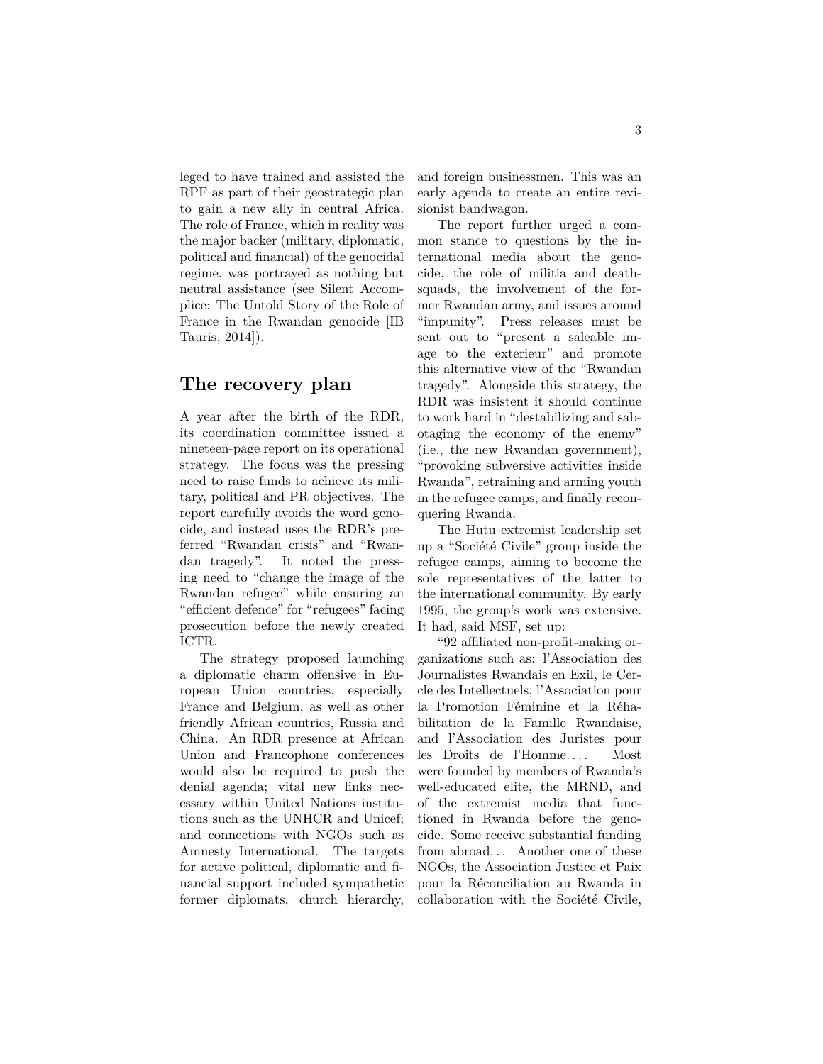leged to have trained and assisted the RPF as part of their geostrategic plan to gain a new ally in central Africa. The role of France, which in reality was the major backer (military, diplomatic, political and financial) of the genocidal regime, was portrayed as nothing but neutral assistance (see Silent Accomplice: The Untold Story of the Role of France in the Rwandan genocide [IB Tauris, 2014]).

## The recovery plan

A year after the birth of the RDR, its coordination committee issued a nineteen-page report on its operational strategy. The focus was the pressing need to raise funds to achieve its military, political and PR objectives. The report carefully avoids the word genocide, and instead uses the RDR's preferred "Rwandan crisis" and "Rwandan tragedy". It noted the pressing need to "change the image of the Rwandan refugee" while ensuring an "efficient defence" for "refugees" facing prosecution before the newly created ICTR.

The strategy proposed launching a diplomatic charm offensive in European Union countries, especially France and Belgium, as well as other friendly African countries, Russia and China. An RDR presence at African Union and Francophone conferences would also be required to push the denial agenda; vital new links necessary within United Nations institutions such as the UNHCR and Unicef; and connections with NGOs such as Amnesty International. The targets for active political, diplomatic and financial support included sympathetic former diplomats, church hierarchy, and foreign businessmen. This was an early agenda to create an entire revisionist bandwagon.

The report further urged a common stance to questions by the international media about the genocide, the role of militia and death-squads, the involvement of the former Rwandan army, and issues around "impunity". Press releases must be sent out to "present a saleable image to the exterieur" and promote this alternative view of the "Rwandan tragedy". Alongside this strategy, the RDR was insistent it should continue to work hard in "destabilizing and sabotaging the economy of the enemy" (i.e., the new Rwandan government), "provoking subversive activities inside Rwanda", retraining and arming youth in the refugee camps, and finally reconquering Rwanda.

The Hutu extremist leadership set up a "Société Civile" group inside the refugee camps, aiming to become the sole representatives of the latter to the international community. By early 1995, the group's work was extensive. It had, said MSF, set up:

"92 affiliated non-profit-making organizations such as: l'Association des Journalistes Rwandais en Exil, le Cercle des Intellectuels, l'Association pour la Promotion Féminine et la Réhabilitation de la Famille Rwandaise, and l'Association des Juristes pour les Droits de l'Homme.... Most were founded by members of Rwanda's well-educated elite, the MRND, and of the extremist media that functioned in Rwanda before the genocide. Some receive substantial funding from abroad... Another one of these NGOs, the Association Justice et Paix pour la Réconciliation au Rwanda in collaboration with the Société Civile,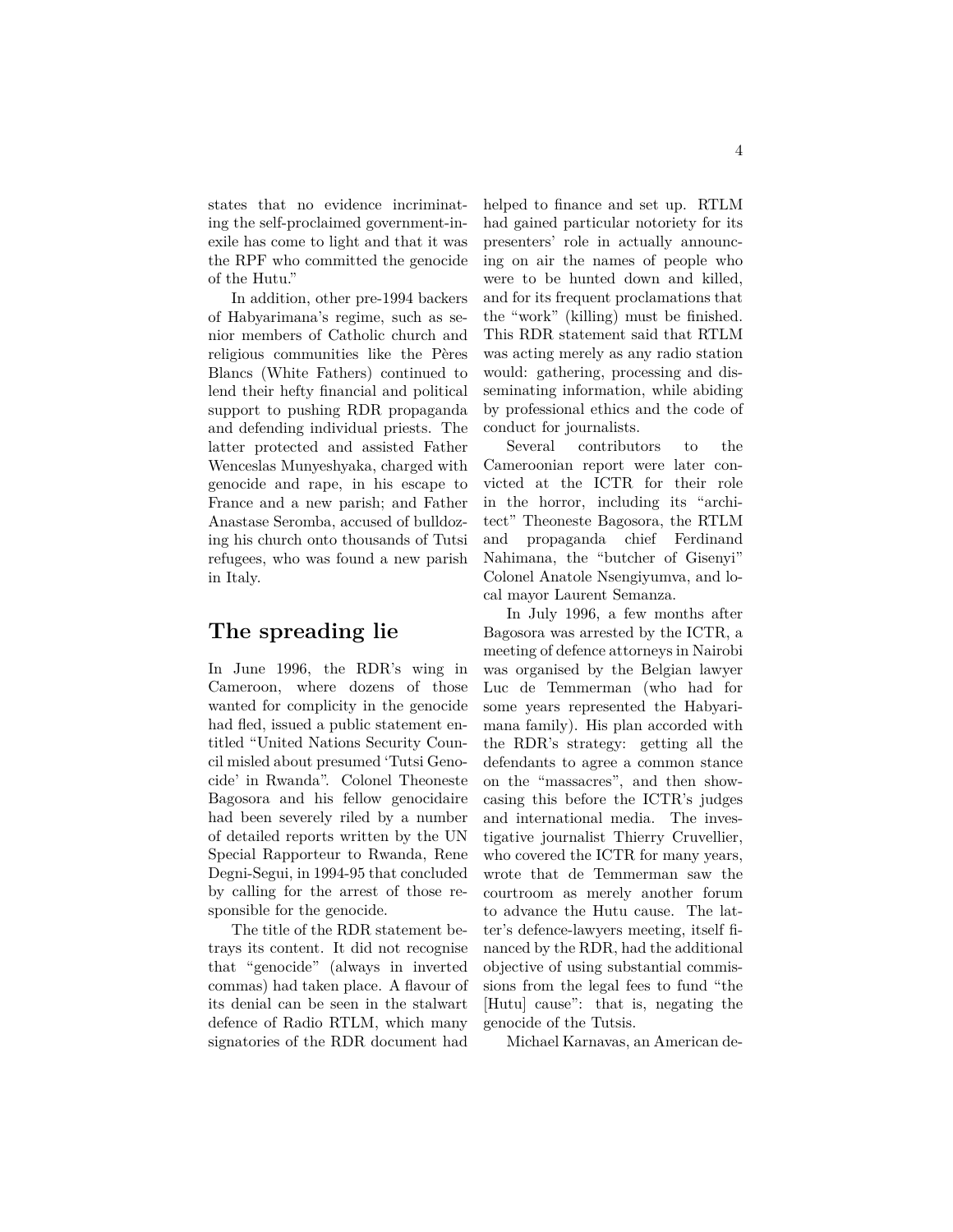states that no evidence incriminating the self-proclaimed government-in-exile has come to light and that it was the RPF who committed the genocide of the Hutu."

In addition, other pre-1994 backers of Habyarimana's regime, such as senior members of Catholic church and religious communities like the Pères Blancs (White Fathers) continued to lend their hefty financial and political support to pushing RDR propaganda and defending individual priests. The latter protected and assisted Father Wenceslas Munyeshyaka, charged with genocide and rape, in his escape to France and a new parish; and Father Anastase Seromba, accused of bulldozing his church onto thousands of Tutsi refugees, who was found a new parish in Italy.

## The spreading lie

In June 1996, the RDR's wing in Cameroon, where dozens of those wanted for complicity in the genocide had fled, issued a public statement entitled "United Nations Security Council misled about presumed 'Tutsi Genocide' in Rwanda". Colonel Theoneste Bagosora and his fellow genocidaire had been severely riled by a number of detailed reports written by the UN Special Rapporteur to Rwanda, Rene Degni-Segui, in 1994-95 that concluded by calling for the arrest of those responsible for the genocide.

The title of the RDR statement betrays its content. It did not recognise that "genocide" (always in inverted commas) had taken place. A flavour of its denial can be seen in the stalwart defence of Radio RTLM, which many signatories of the RDR document had helped to finance and set up. RTLM had gained particular notoriety for its presenters' role in actually announcing on air the names of people who were to be hunted down and killed, and for its frequent proclamations that the "work" (killing) must be finished. This RDR statement said that RTLM was acting merely as any radio station would: gathering, processing and disseminating information, while abiding by professional ethics and the code of conduct for journalists.

Several contributors to the Cameroonian report were later convicted at the ICTR for their role in the horror, including its "architect" Theoneste Bagosora, the RTLM and propaganda chief Ferdinand Nahimana, the "butcher of Gisenyi" Colonel Anatole Nsengiyumva, and local mayor Laurent Semanza.

In July 1996, a few months after Bagosora was arrested by the ICTR, a meeting of defence attorneys in Nairobi was organised by the Belgian lawyer Luc de Temmerman (who had for some years represented the Habyarimana family). His plan accorded with the RDR's strategy: getting all the defendants to agree a common stance on the "massacres", and then showcasing this before the ICTR's judges and international media. The investigative journalist Thierry Cruvellier, who covered the ICTR for many years, wrote that de Temmerman saw the courtroom as merely another forum to advance the Hutu cause. The latter's defence-lawyers meeting, itself financed by the RDR, had the additional objective of using substantial commissions from the legal fees to fund "the [Hutu] cause": that is, negating the genocide of the Tutsis.

Michael Karnavas, an American de-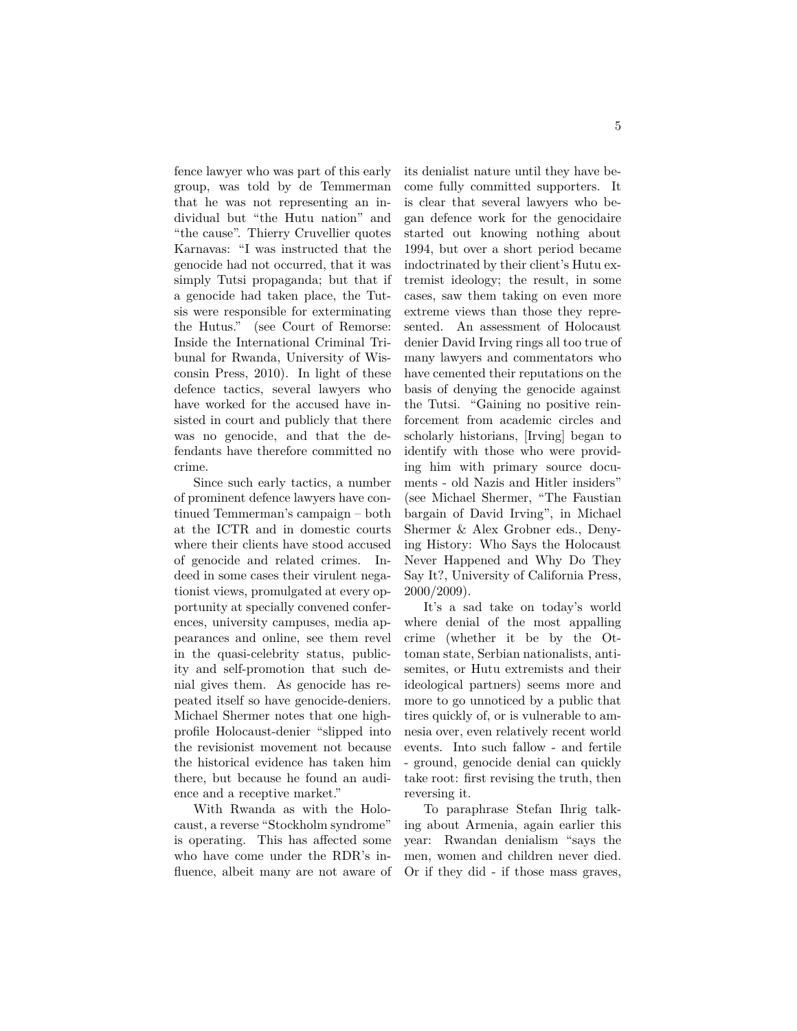fence lawyer who was part of this early group, was told by de Temmerman that he was not representing an individual but "the Hutu nation" and "the cause". Thierry Cruvellier quotes Karnavas: "I was instructed that the genocide had not occurred, that it was simply Tutsi propaganda; but that if a genocide had taken place, the Tutsis were responsible for exterminating the Hutus." (see Court of Remorse: Inside the International Criminal Tribunal for Rwanda, University of Wisconsin Press, 2010). In light of these defence tactics, several lawyers who have worked for the accused have insisted in court and publicly that there was no genocide, and that the defendants have therefore committed no crime.

Since such early tactics, a number of prominent defence lawyers have continued Temmerman's campaign – both at the ICTR and in domestic courts where their clients have stood accused of genocide and related crimes. Indeed in some cases their virulent negationist views, promulgated at every opportunity at specially convened conferences, university campuses, media appearances and online, see them revel in the quasi-celebrity status, publicity and self-promotion that such denial gives them. As genocide has repeated itself so have genocide-deniers. Michael Shermer notes that one high-profile Holocaust-denier "slipped into the revisionist movement not because the historical evidence has taken him there, but because he found an audience and a receptive market."

With Rwanda as with the Holocaust, a reverse "Stockholm syndrome" is operating. This has affected some who have come under the RDR's influence, albeit many are not aware of its denialist nature until they have become fully committed supporters. It is clear that several lawyers who began defence work for the genocidaire started out knowing nothing about 1994, but over a short period became indoctrinated by their client's Hutu extremist ideology; the result, in some cases, saw them taking on even more extreme views than those they represented. An assessment of Holocaust denier David Irving rings all too true of many lawyers and commentators who have cemented their reputations on the basis of denying the genocide against the Tutsi. "Gaining no positive reinforcement from academic circles and scholarly historians, [Irving] began to identify with those who were providing him with primary source documents - old Nazis and Hitler insiders" (see Michael Shermer, "The Faustian bargain of David Irving", in Michael Shermer & Alex Grobner eds., Denying History: Who Says the Holocaust Never Happened and Why Do They Say It?, University of California Press, 2000/2009).

It's a sad take on today's world where denial of the most appalling crime (whether it be by the Ottoman state, Serbian nationalists, antisemites, or Hutu extremists and their ideological partners) seems more and more to go unnoticed by a public that tires quickly of, or is vulnerable to amnesia over, even relatively recent world events. Into such fallow - and fertile - ground, genocide denial can quickly take root: first revising the truth, then reversing it.

To paraphrase Stefan Ihrig talking about Armenia, again earlier this year: Rwandan denialism "says the men, women and children never died. Or if they did - if those mass graves,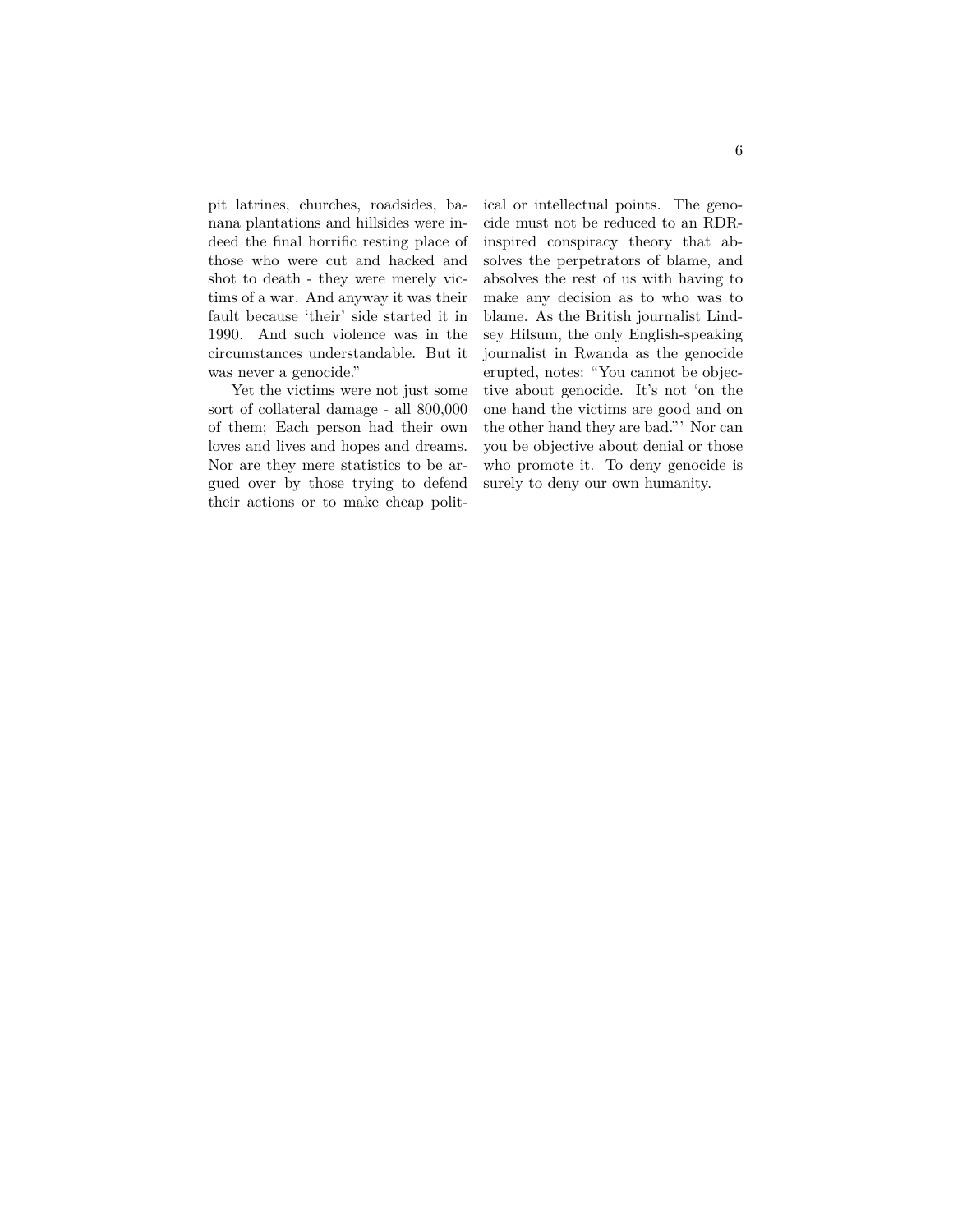pit latrines, churches, roadsides, banana plantations and hillsides were indeed the final horrific resting place of those who were cut and hacked and shot to death - they were merely victims of a war. And anyway it was their fault because 'their' side started it in 1990. And such violence was in the circumstances understandable. But it was never a genocide."

Yet the victims were not just some sort of collateral damage - all 800,000 of them; Each person had their own loves and lives and hopes and dreams. Nor are they mere statistics to be argued over by those trying to defend their actions or to make cheap political or intellectual points. The genocide must not be reduced to an RDR-inspired conspiracy theory that absolves the perpetrators of blame, and absolves the rest of us with having to make any decision as to who was to blame. As the British journalist Lindsey Hilsum, the only English-speaking journalist in Rwanda as the genocide erupted, notes: "You cannot be objective about genocide. It's not 'on the one hand the victims are good and on the other hand they are bad."' Nor can you be objective about denial or those who promote it. To deny genocide is surely to deny our own humanity.